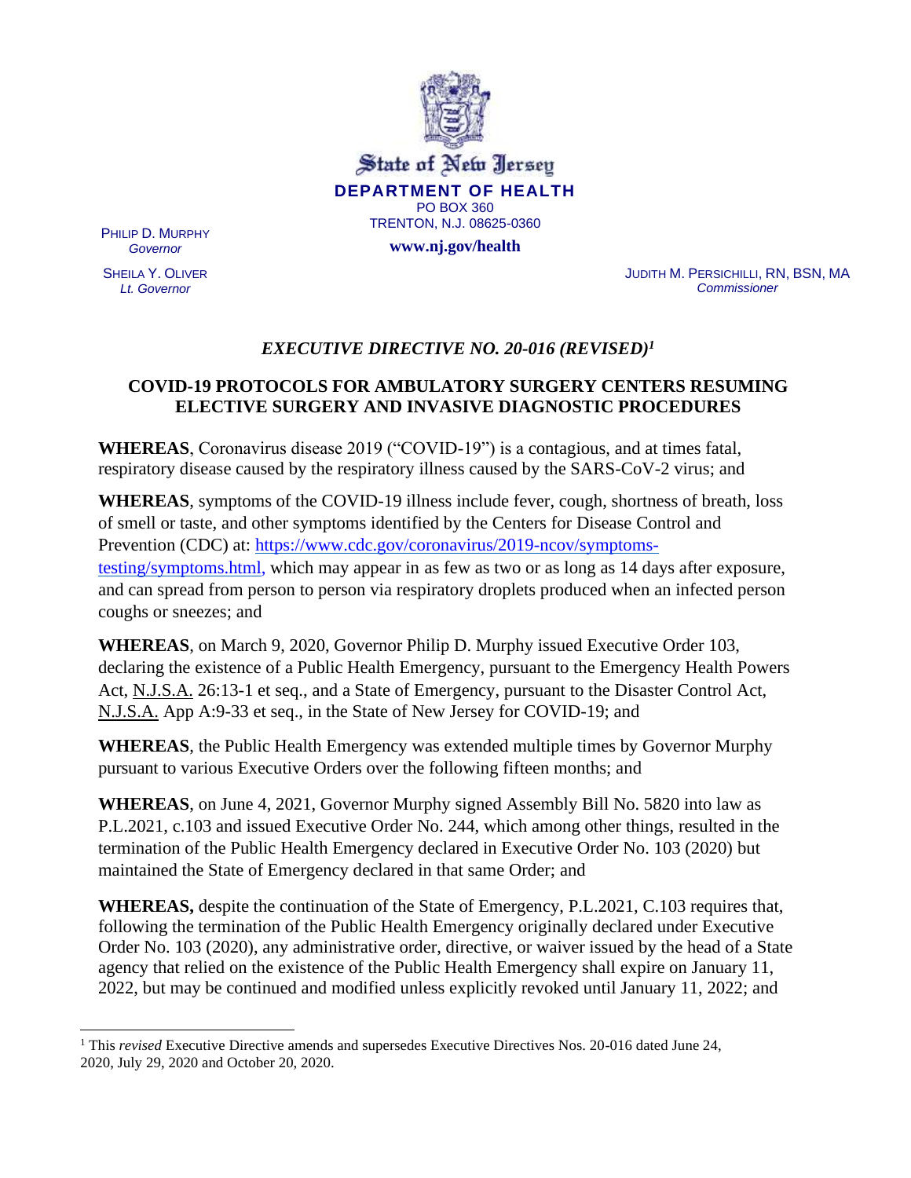State of New Jersey

**DEPARTMENT OF HEALTH**

PO BOX 360

TRENTON, N.J. 08625-0360

**www.nj.gov/health**

PHILIP D. MURPHY
*Governor*

SHEILA Y. OLIVER
*Lt. Governor*

JUDITH M. PERSICHILLI, RN, BSN, MA
*Commissioner*

## *EXECUTIVE DIRECTIVE NO. 20-016 (REVISED)*[1]

## COVID-19 PROTOCOLS FOR AMBULATORY SURGERY CENTERS RESUMING ELECTIVE SURGERY AND INVASIVE DIAGNOSTIC PROCEDURES

**WHEREAS**, Coronavirus disease 2019 ("COVID-19") is a contagious, and at times fatal, respiratory disease caused by the respiratory illness caused by the SARS-CoV-2 virus; and

**WHEREAS**, symptoms of the COVID-19 illness include fever, cough, shortness of breath, loss of smell or taste, and other symptoms identified by the Centers for Disease Control and Prevention (CDC) at: https://www.cdc.gov/coronavirus/2019-ncov/symptoms-testing/symptoms.html, which may appear in as few as two or as long as 14 days after exposure, and can spread from person to person via respiratory droplets produced when an infected person coughs or sneezes; and

**WHEREAS**, on March 9, 2020, Governor Philip D. Murphy issued Executive Order 103, declaring the existence of a Public Health Emergency, pursuant to the Emergency Health Powers Act, N.J.S.A. 26:13-1 et seq., and a State of Emergency, pursuant to the Disaster Control Act, N.J.S.A. App A:9-33 et seq., in the State of New Jersey for COVID-19; and

**WHEREAS**, the Public Health Emergency was extended multiple times by Governor Murphy pursuant to various Executive Orders over the following fifteen months; and

**WHEREAS**, on June 4, 2021, Governor Murphy signed Assembly Bill No. 5820 into law as P.L.2021, c.103 and issued Executive Order No. 244, which among other things, resulted in the termination of the Public Health Emergency declared in Executive Order No. 103 (2020) but maintained the State of Emergency declared in that same Order; and

**WHEREAS,** despite the continuation of the State of Emergency, P.L.2021, C.103 requires that, following the termination of the Public Health Emergency originally declared under Executive Order No. 103 (2020), any administrative order, directive, or waiver issued by the head of a State agency that relied on the existence of the Public Health Emergency shall expire on January 11, 2022, but may be continued and modified unless explicitly revoked until January 11, 2022; and

---

[1] This *revised* Executive Directive amends and supersedes Executive Directives Nos. 20-016 dated June 24, 2020, July 29, 2020 and October 20, 2020.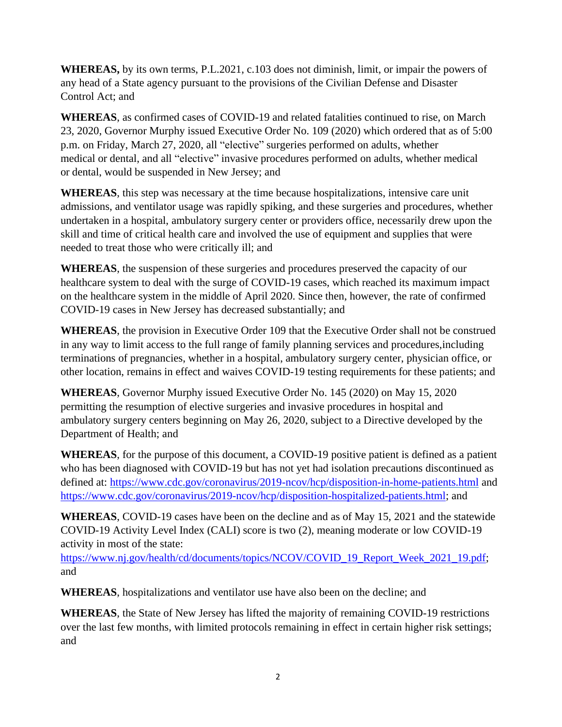**WHEREAS,** by its own terms, P.L.2021, c.103 does not diminish, limit, or impair the powers of any head of a State agency pursuant to the provisions of the Civilian Defense and Disaster Control Act; and

**WHEREAS**, as confirmed cases of COVID-19 and related fatalities continued to rise, on March 23, 2020, Governor Murphy issued Executive Order No. 109 (2020) which ordered that as of 5:00 p.m. on Friday, March 27, 2020, all "elective" surgeries performed on adults, whether medical or dental, and all "elective" invasive procedures performed on adults, whether medical or dental, would be suspended in New Jersey; and

**WHEREAS**, this step was necessary at the time because hospitalizations, intensive care unit admissions, and ventilator usage was rapidly spiking, and these surgeries and procedures, whether undertaken in a hospital, ambulatory surgery center or providers office, necessarily drew upon the skill and time of critical health care and involved the use of equipment and supplies that were needed to treat those who were critically ill; and

**WHEREAS**, the suspension of these surgeries and procedures preserved the capacity of our healthcare system to deal with the surge of COVID-19 cases, which reached its maximum impact on the healthcare system in the middle of April 2020. Since then, however, the rate of confirmed COVID-19 cases in New Jersey has decreased substantially; and

**WHEREAS**, the provision in Executive Order 109 that the Executive Order shall not be construed in any way to limit access to the full range of family planning services and procedures,including terminations of pregnancies, whether in a hospital, ambulatory surgery center, physician office, or other location, remains in effect and waives COVID-19 testing requirements for these patients; and

**WHEREAS**, Governor Murphy issued Executive Order No. 145 (2020) on May 15, 2020 permitting the resumption of elective surgeries and invasive procedures in hospital and ambulatory surgery centers beginning on May 26, 2020, subject to a Directive developed by the Department of Health; and

**WHEREAS**, for the purpose of this document, a COVID-19 positive patient is defined as a patient who has been diagnosed with COVID-19 but has not yet had isolation precautions discontinued as defined at: https://www.cdc.gov/coronavirus/2019-ncov/hcp/disposition-in-home-patients.html and https://www.cdc.gov/coronavirus/2019-ncov/hcp/disposition-hospitalized-patients.html; and

**WHEREAS**, COVID-19 cases have been on the decline and as of May 15, 2021 and the statewide COVID-19 Activity Level Index (CALI) score is two (2), meaning moderate or low COVID-19 activity in most of the state: https://www.nj.gov/health/cd/documents/topics/NCOV/COVID_19_Report_Week_2021_19.pdf; and

**WHEREAS**, hospitalizations and ventilator use have also been on the decline; and

**WHEREAS**, the State of New Jersey has lifted the majority of remaining COVID-19 restrictions over the last few months, with limited protocols remaining in effect in certain higher risk settings; and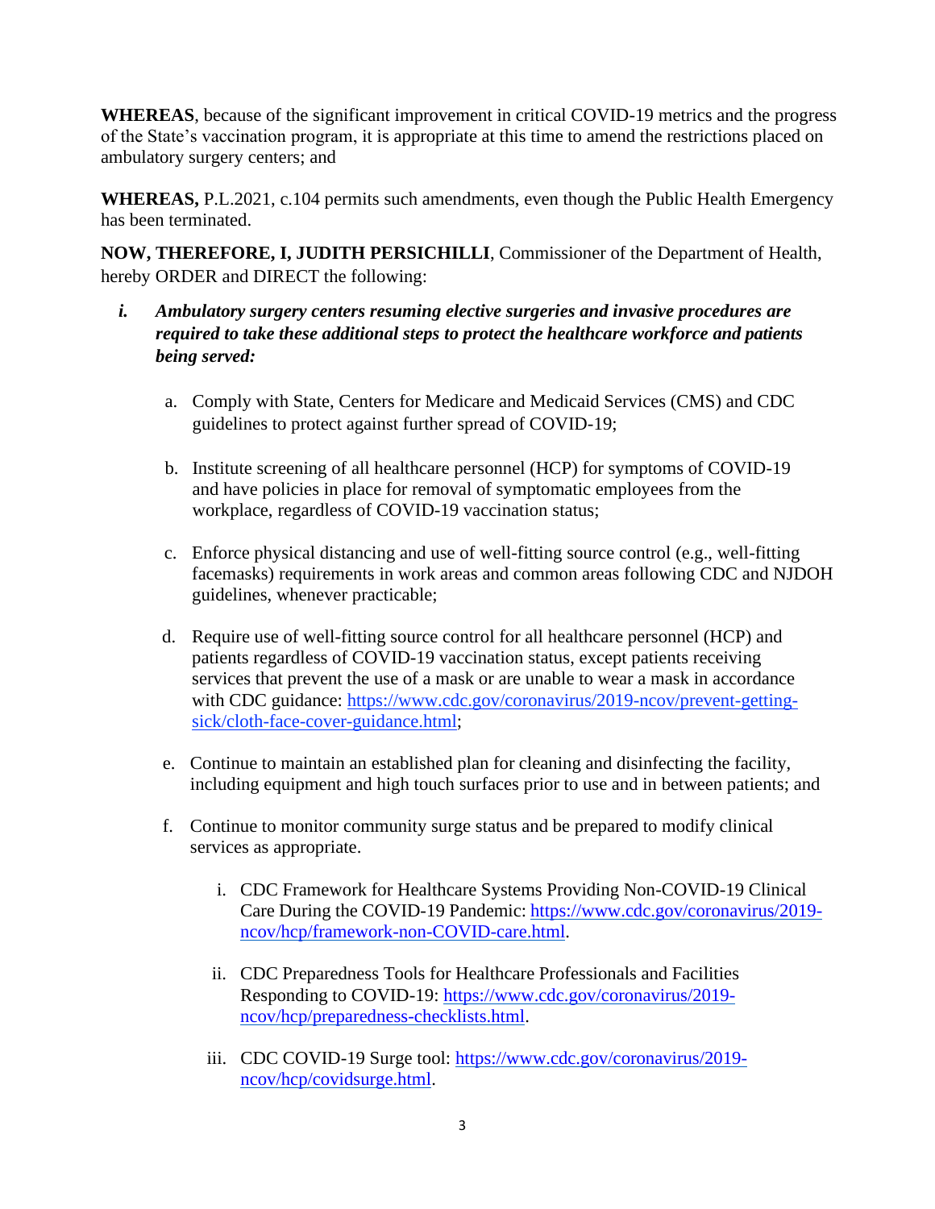**WHEREAS**, because of the significant improvement in critical COVID-19 metrics and the progress of the State's vaccination program, it is appropriate at this time to amend the restrictions placed on ambulatory surgery centers; and

**WHEREAS,** P.L.2021, c.104 permits such amendments, even though the Public Health Emergency has been terminated.

**NOW, THEREFORE, I, JUDITH PERSICHILLI**, Commissioner of the Department of Health, hereby ORDER and DIRECT the following:

*i.* ***Ambulatory surgery centers resuming elective surgeries and invasive procedures are required to take these additional steps to protect the healthcare workforce and patients being served:***

a. Comply with State, Centers for Medicare and Medicaid Services (CMS) and CDC guidelines to protect against further spread of COVID-19;

b. Institute screening of all healthcare personnel (HCP) for symptoms of COVID-19 and have policies in place for removal of symptomatic employees from the workplace, regardless of COVID-19 vaccination status;

c. Enforce physical distancing and use of well-fitting source control (e.g., well-fitting facemasks) requirements in work areas and common areas following CDC and NJDOH guidelines, whenever practicable;

d. Require use of well-fitting source control for all healthcare personnel (HCP) and patients regardless of COVID-19 vaccination status, except patients receiving services that prevent the use of a mask or are unable to wear a mask in accordance with CDC guidance: https://www.cdc.gov/coronavirus/2019-ncov/prevent-getting-sick/cloth-face-cover-guidance.html;

e. Continue to maintain an established plan for cleaning and disinfecting the facility, including equipment and high touch surfaces prior to use and in between patients; and

f. Continue to monitor community surge status and be prepared to modify clinical services as appropriate.

   i. CDC Framework for Healthcare Systems Providing Non-COVID-19 Clinical Care During the COVID-19 Pandemic: https://www.cdc.gov/coronavirus/2019-ncov/hcp/framework-non-COVID-care.html.

   ii. CDC Preparedness Tools for Healthcare Professionals and Facilities Responding to COVID-19: https://www.cdc.gov/coronavirus/2019-ncov/hcp/preparedness-checklists.html.

   iii. CDC COVID-19 Surge tool: https://www.cdc.gov/coronavirus/2019-ncov/hcp/covidsurge.html.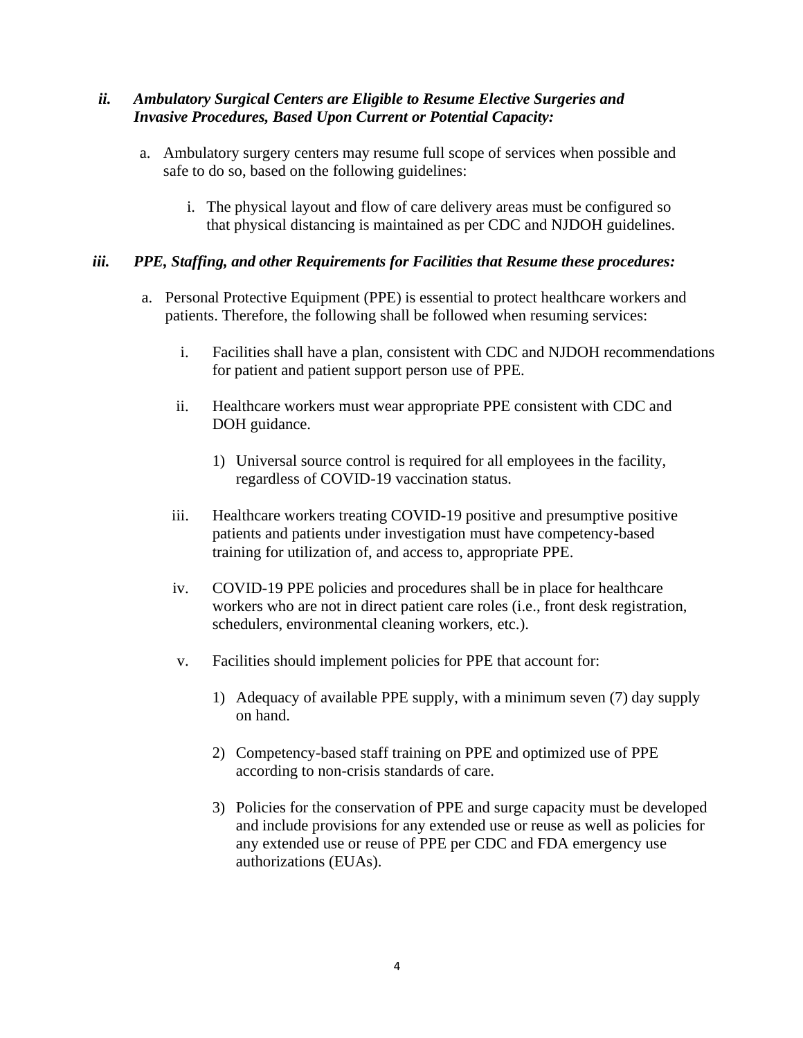### *ii. Ambulatory Surgical Centers are Eligible to Resume Elective Surgeries and Invasive Procedures, Based Upon Current or Potential Capacity:*

a. Ambulatory surgery centers may resume full scope of services when possible and safe to do so, based on the following guidelines:

   i. The physical layout and flow of care delivery areas must be configured so that physical distancing is maintained as per CDC and NJDOH guidelines.

### *iii. PPE, Staffing, and other Requirements for Facilities that Resume these procedures:*

a. Personal Protective Equipment (PPE) is essential to protect healthcare workers and patients. Therefore, the following shall be followed when resuming services:

   i. Facilities shall have a plan, consistent with CDC and NJDOH recommendations for patient and patient support person use of PPE.

   ii. Healthcare workers must wear appropriate PPE consistent with CDC and DOH guidance.

      1) Universal source control is required for all employees in the facility, regardless of COVID-19 vaccination status.

   iii. Healthcare workers treating COVID-19 positive and presumptive positive patients and patients under investigation must have competency-based training for utilization of, and access to, appropriate PPE.

   iv. COVID-19 PPE policies and procedures shall be in place for healthcare workers who are not in direct patient care roles (i.e., front desk registration, schedulers, environmental cleaning workers, etc.).

   v. Facilities should implement policies for PPE that account for:

      1) Adequacy of available PPE supply, with a minimum seven (7) day supply on hand.

      2) Competency-based staff training on PPE and optimized use of PPE according to non-crisis standards of care.

      3) Policies for the conservation of PPE and surge capacity must be developed and include provisions for any extended use or reuse as well as policies for any extended use or reuse of PPE per CDC and FDA emergency use authorizations (EUAs).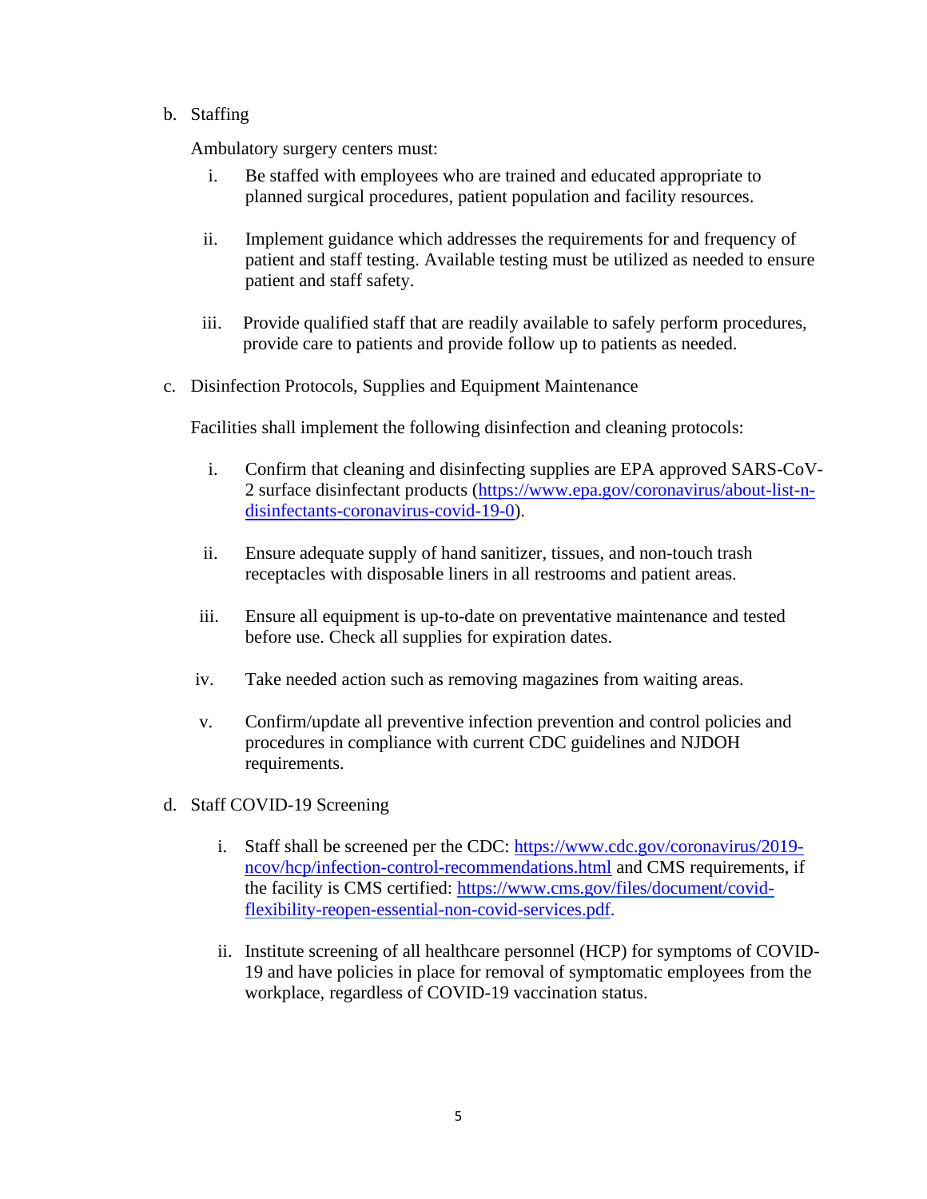b. Staffing

   Ambulatory surgery centers must:

   i. Be staffed with employees who are trained and educated appropriate to planned surgical procedures, patient population and facility resources.

   ii. Implement guidance which addresses the requirements for and frequency of patient and staff testing. Available testing must be utilized as needed to ensure patient and staff safety.

   iii. Provide qualified staff that are readily available to safely perform procedures, provide care to patients and provide follow up to patients as needed.

c. Disinfection Protocols, Supplies and Equipment Maintenance

   Facilities shall implement the following disinfection and cleaning protocols:

   i. Confirm that cleaning and disinfecting supplies are EPA approved SARS-CoV-2 surface disinfectant products ([https://www.epa.gov/coronavirus/about-list-n-disinfectants-coronavirus-covid-19-0](https://www.epa.gov/coronavirus/about-list-n-disinfectants-coronavirus-covid-19-0)).

   ii. Ensure adequate supply of hand sanitizer, tissues, and non-touch trash receptacles with disposable liners in all restrooms and patient areas.

   iii. Ensure all equipment is up-to-date on preventative maintenance and tested before use. Check all supplies for expiration dates.

   iv. Take needed action such as removing magazines from waiting areas.

   v. Confirm/update all preventive infection prevention and control policies and procedures in compliance with current CDC guidelines and NJDOH requirements.

d. Staff COVID-19 Screening

   i. Staff shall be screened per the CDC: [https://www.cdc.gov/coronavirus/2019-ncov/hcp/infection-control-recommendations.html](https://www.cdc.gov/coronavirus/2019-ncov/hcp/infection-control-recommendations.html) and CMS requirements, if the facility is CMS certified: [https://www.cms.gov/files/document/covid-flexibility-reopen-essential-non-covid-services.pdf](https://www.cms.gov/files/document/covid-flexibility-reopen-essential-non-covid-services.pdf).

   ii. Institute screening of all healthcare personnel (HCP) for symptoms of COVID-19 and have policies in place for removal of symptomatic employees from the workplace, regardless of COVID-19 vaccination status.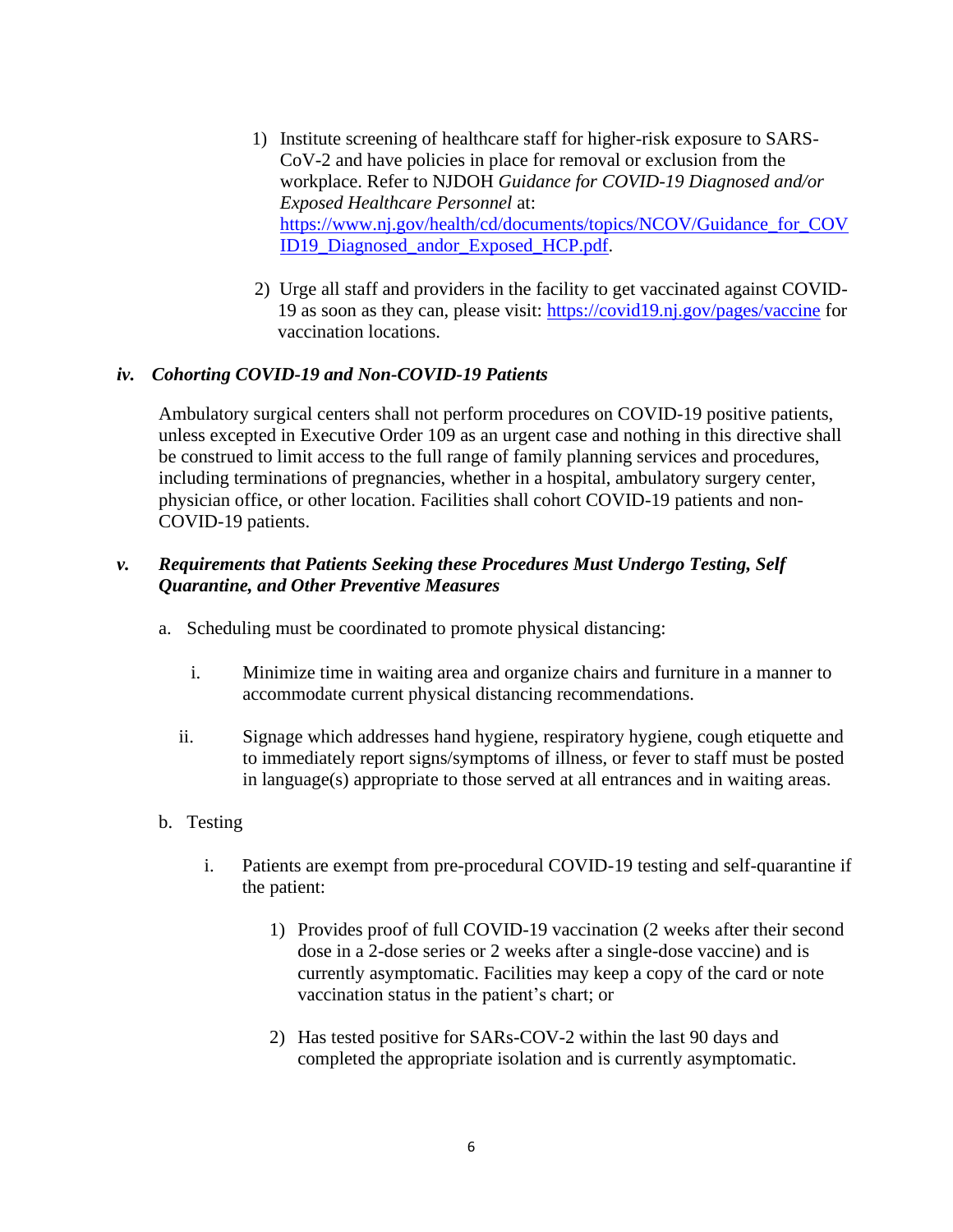1) Institute screening of healthcare staff for higher-risk exposure to SARS-CoV-2 and have policies in place for removal or exclusion from the workplace. Refer to NJDOH *Guidance for COVID-19 Diagnosed and/or Exposed Healthcare Personnel* at: [https://www.nj.gov/health/cd/documents/topics/NCOV/Guidance_for_COVID19_Diagnosed_andor_Exposed_HCP.pdf](https://www.nj.gov/health/cd/documents/topics/NCOV/Guidance_for_COVID19_Diagnosed_andor_Exposed_HCP.pdf).

2) Urge all staff and providers in the facility to get vaccinated against COVID-19 as soon as they can, please visit: [https://covid19.nj.gov/pages/vaccine](https://covid19.nj.gov/pages/vaccine) for vaccination locations.

### *iv. Cohorting COVID-19 and Non-COVID-19 Patients*

Ambulatory surgical centers shall not perform procedures on COVID-19 positive patients, unless excepted in Executive Order 109 as an urgent case and nothing in this directive shall be construed to limit access to the full range of family planning services and procedures, including terminations of pregnancies, whether in a hospital, ambulatory surgery center, physician office, or other location. Facilities shall cohort COVID-19 patients and non-COVID-19 patients.

### *v. Requirements that Patients Seeking these Procedures Must Undergo Testing, Self Quarantine, and Other Preventive Measures*

a. Scheduling must be coordinated to promote physical distancing:

   i. Minimize time in waiting area and organize chairs and furniture in a manner to accommodate current physical distancing recommendations.

   ii. Signage which addresses hand hygiene, respiratory hygiene, cough etiquette and to immediately report signs/symptoms of illness, or fever to staff must be posted in language(s) appropriate to those served at all entrances and in waiting areas.

b. Testing

   i. Patients are exempt from pre-procedural COVID-19 testing and self-quarantine if the patient:

      1) Provides proof of full COVID-19 vaccination (2 weeks after their second dose in a 2-dose series or 2 weeks after a single-dose vaccine) and is currently asymptomatic. Facilities may keep a copy of the card or note vaccination status in the patient's chart; or

      2) Has tested positive for SARs-COV-2 within the last 90 days and completed the appropriate isolation and is currently asymptomatic.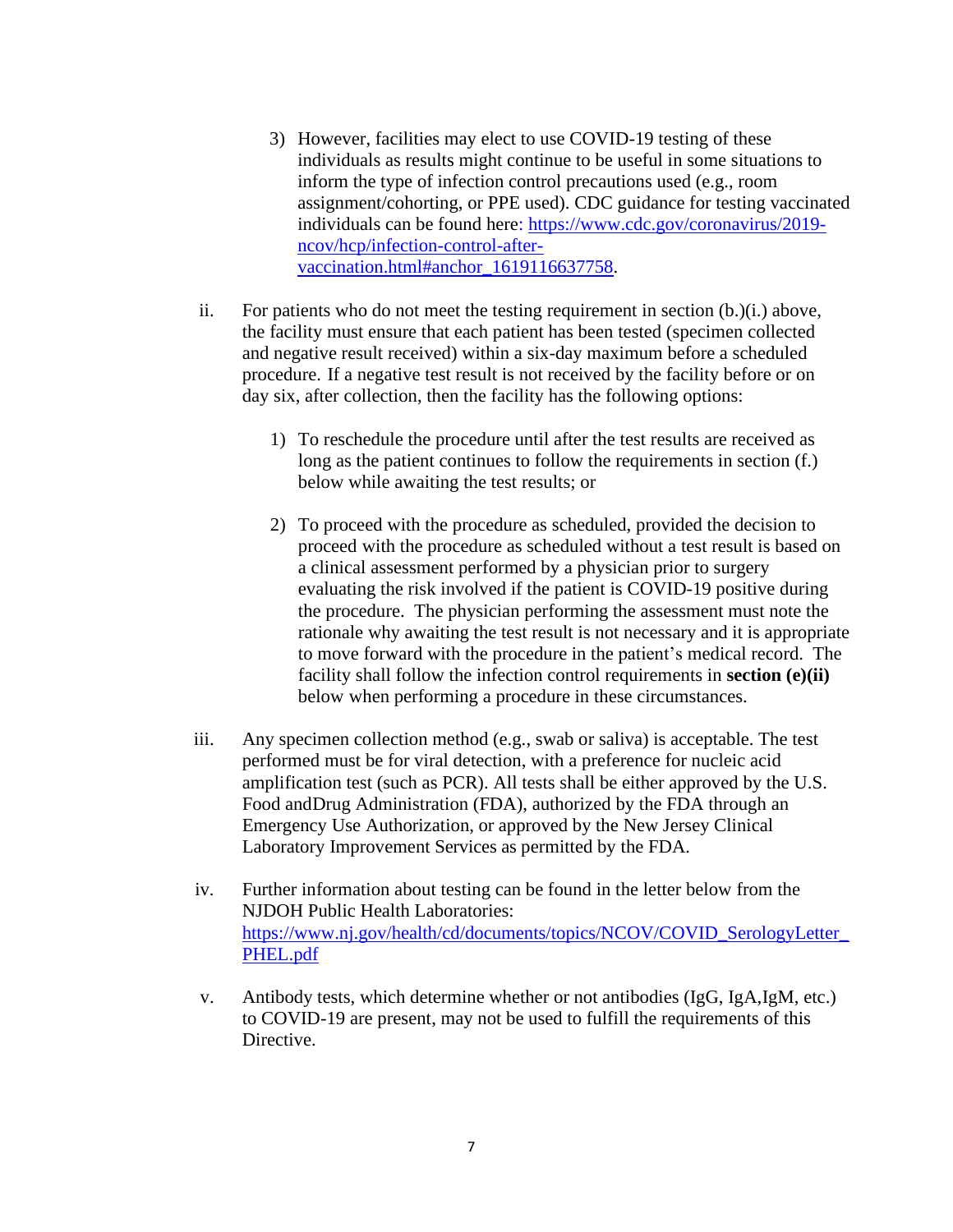3) However, facilities may elect to use COVID-19 testing of these individuals as results might continue to be useful in some situations to inform the type of infection control precautions used (e.g., room assignment/cohorting, or PPE used). CDC guidance for testing vaccinated individuals can be found here: [https://www.cdc.gov/coronavirus/2019-ncov/hcp/infection-control-after-vaccination.html#anchor_1619116637758](https://www.cdc.gov/coronavirus/2019-ncov/hcp/infection-control-after-vaccination.html#anchor_1619116637758).

ii. For patients who do not meet the testing requirement in section (b.)(i.) above, the facility must ensure that each patient has been tested (specimen collected and negative result received) within a six-day maximum before a scheduled procedure. If a negative test result is not received by the facility before or on day six, after collection, then the facility has the following options:

1) To reschedule the procedure until after the test results are received as long as the patient continues to follow the requirements in section (f.) below while awaiting the test results; or

2) To proceed with the procedure as scheduled, provided the decision to proceed with the procedure as scheduled without a test result is based on a clinical assessment performed by a physician prior to surgery evaluating the risk involved if the patient is COVID-19 positive during the procedure. The physician performing the assessment must note the rationale why awaiting the test result is not necessary and it is appropriate to move forward with the procedure in the patient's medical record. The facility shall follow the infection control requirements in **section (e)(ii)** below when performing a procedure in these circumstances.

iii. Any specimen collection method (e.g., swab or saliva) is acceptable. The test performed must be for viral detection, with a preference for nucleic acid amplification test (such as PCR). All tests shall be either approved by the U.S. Food andDrug Administration (FDA), authorized by the FDA through an Emergency Use Authorization, or approved by the New Jersey Clinical Laboratory Improvement Services as permitted by the FDA.

iv. Further information about testing can be found in the letter below from the NJDOH Public Health Laboratories: [https://www.nj.gov/health/cd/documents/topics/NCOV/COVID_SerologyLetter_PHEL.pdf](https://www.nj.gov/health/cd/documents/topics/NCOV/COVID_SerologyLetter_PHEL.pdf)

v. Antibody tests, which determine whether or not antibodies (IgG, IgA,IgM, etc.) to COVID-19 are present, may not be used to fulfill the requirements of this Directive.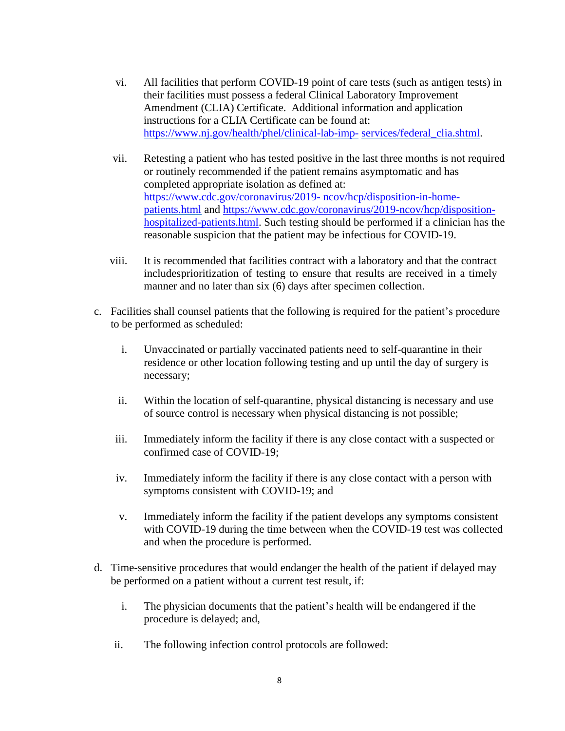vi. All facilities that perform COVID-19 point of care tests (such as antigen tests) in their facilities must possess a federal Clinical Laboratory Improvement Amendment (CLIA) Certificate. Additional information and application instructions for a CLIA Certificate can be found at: https://www.nj.gov/health/phel/clinical-lab-imp- services/federal_clia.shtml.

vii. Retesting a patient who has tested positive in the last three months is not required or routinely recommended if the patient remains asymptomatic and has completed appropriate isolation as defined at: https://www.cdc.gov/coronavirus/2019- ncov/hcp/disposition-in-home-patients.html and https://www.cdc.gov/coronavirus/2019-ncov/hcp/disposition-hospitalized-patients.html. Such testing should be performed if a clinician has the reasonable suspicion that the patient may be infectious for COVID-19.

viii. It is recommended that facilities contract with a laboratory and that the contract includesprioritization of testing to ensure that results are received in a timely manner and no later than six (6) days after specimen collection.

c. Facilities shall counsel patients that the following is required for the patient's procedure to be performed as scheduled:

   i. Unvaccinated or partially vaccinated patients need to self-quarantine in their residence or other location following testing and up until the day of surgery is necessary;

   ii. Within the location of self-quarantine, physical distancing is necessary and use of source control is necessary when physical distancing is not possible;

   iii. Immediately inform the facility if there is any close contact with a suspected or confirmed case of COVID-19;

   iv. Immediately inform the facility if there is any close contact with a person with symptoms consistent with COVID-19; and

   v. Immediately inform the facility if the patient develops any symptoms consistent with COVID-19 during the time between when the COVID-19 test was collected and when the procedure is performed.

d. Time-sensitive procedures that would endanger the health of the patient if delayed may be performed on a patient without a current test result, if:

   i. The physician documents that the patient's health will be endangered if the procedure is delayed; and,

   ii. The following infection control protocols are followed: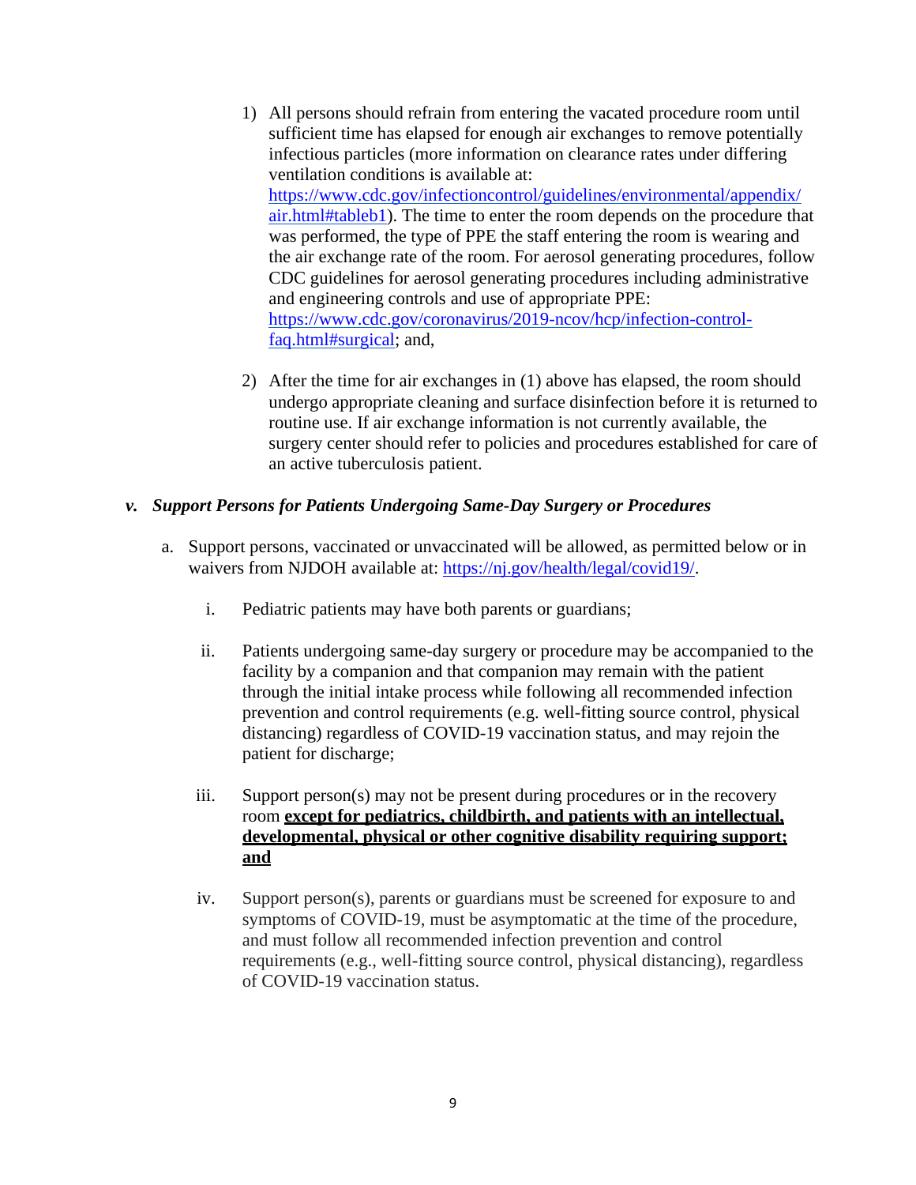1) All persons should refrain from entering the vacated procedure room until sufficient time has elapsed for enough air exchanges to remove potentially infectious particles (more information on clearance rates under differing ventilation conditions is available at: https://www.cdc.gov/infectioncontrol/guidelines/environmental/appendix/air.html#tableb1). The time to enter the room depends on the procedure that was performed, the type of PPE the staff entering the room is wearing and the air exchange rate of the room. For aerosol generating procedures, follow CDC guidelines for aerosol generating procedures including administrative and engineering controls and use of appropriate PPE: https://www.cdc.gov/coronavirus/2019-ncov/hcp/infection-control-faq.html#surgical; and,

2) After the time for air exchanges in (1) above has elapsed, the room should undergo appropriate cleaning and surface disinfection before it is returned to routine use. If air exchange information is not currently available, the surgery center should refer to policies and procedures established for care of an active tuberculosis patient.

***v. Support Persons for Patients Undergoing Same-Day Surgery or Procedures***

a. Support persons, vaccinated or unvaccinated will be allowed, as permitted below or in waivers from NJDOH available at: https://nj.gov/health/legal/covid19/.

   i. Pediatric patients may have both parents or guardians;

   ii. Patients undergoing same-day surgery or procedure may be accompanied to the facility by a companion and that companion may remain with the patient through the initial intake process while following all recommended infection prevention and control requirements (e.g. well-fitting source control, physical distancing) regardless of COVID-19 vaccination status, and may rejoin the patient for discharge;

   iii. Support person(s) may not be present during procedures or in the recovery room **<u>except for pediatrics, childbirth, and patients with an intellectual, developmental, physical or other cognitive disability requiring support; and</u>**

   iv. Support person(s), parents or guardians must be screened for exposure to and symptoms of COVID-19, must be asymptomatic at the time of the procedure, and must follow all recommended infection prevention and control requirements (e.g., well-fitting source control, physical distancing), regardless of COVID-19 vaccination status.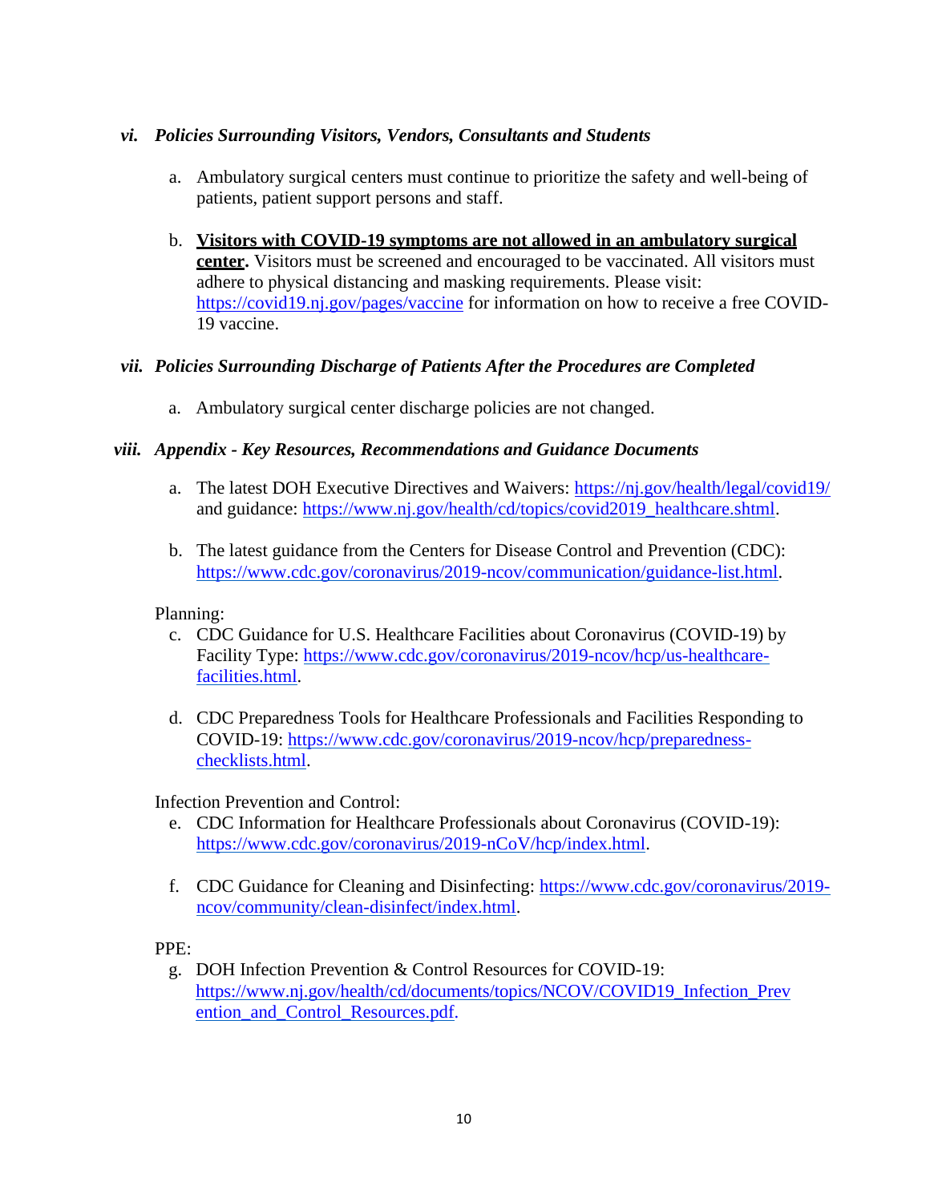### *vi. Policies Surrounding Visitors, Vendors, Consultants and Students*

a. Ambulatory surgical centers must continue to prioritize the safety and well-being of patients, patient support persons and staff.

b. **Visitors with COVID-19 symptoms are not allowed in an ambulatory surgical center.** Visitors must be screened and encouraged to be vaccinated. All visitors must adhere to physical distancing and masking requirements. Please visit: https://covid19.nj.gov/pages/vaccine for information on how to receive a free COVID-19 vaccine.

### *vii. Policies Surrounding Discharge of Patients After the Procedures are Completed*

a. Ambulatory surgical center discharge policies are not changed.

### *viii. Appendix - Key Resources, Recommendations and Guidance Documents*

a. The latest DOH Executive Directives and Waivers: https://nj.gov/health/legal/covid19/ and guidance: https://www.nj.gov/health/cd/topics/covid2019_healthcare.shtml.

b. The latest guidance from the Centers for Disease Control and Prevention (CDC): https://www.cdc.gov/coronavirus/2019-ncov/communication/guidance-list.html.

Planning:

c. CDC Guidance for U.S. Healthcare Facilities about Coronavirus (COVID-19) by Facility Type: https://www.cdc.gov/coronavirus/2019-ncov/hcp/us-healthcare-facilities.html.

d. CDC Preparedness Tools for Healthcare Professionals and Facilities Responding to COVID-19: https://www.cdc.gov/coronavirus/2019-ncov/hcp/preparedness-checklists.html.

Infection Prevention and Control:

e. CDC Information for Healthcare Professionals about Coronavirus (COVID-19): https://www.cdc.gov/coronavirus/2019-nCoV/hcp/index.html.

f. CDC Guidance for Cleaning and Disinfecting: https://www.cdc.gov/coronavirus/2019-ncov/community/clean-disinfect/index.html.

PPE:

g. DOH Infection Prevention & Control Resources for COVID-19: https://www.nj.gov/health/cd/documents/topics/NCOV/COVID19_Infection_Prevention_and_Control_Resources.pdf.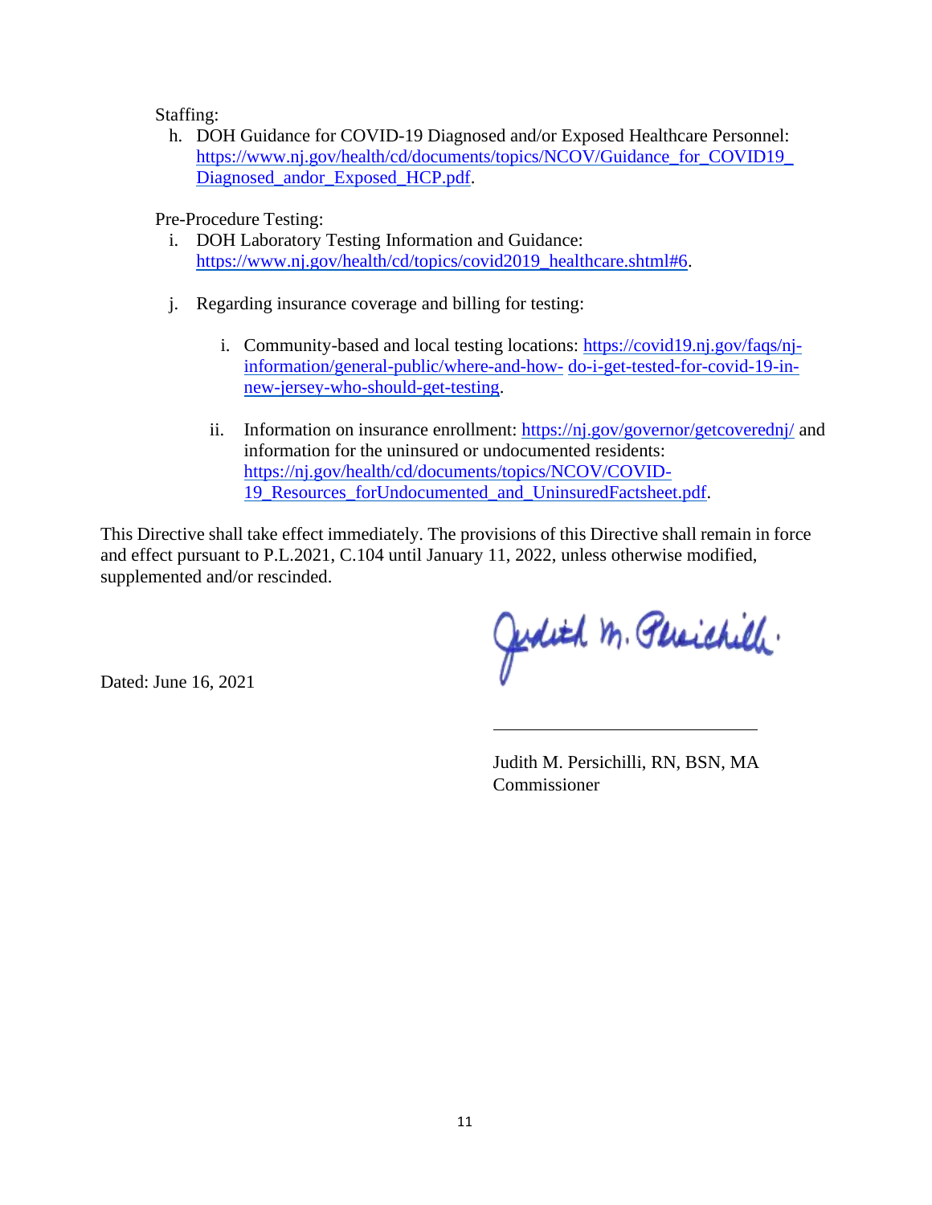Staffing:

h. DOH Guidance for COVID-19 Diagnosed and/or Exposed Healthcare Personnel: https://www.nj.gov/health/cd/documents/topics/NCOV/Guidance_for_COVID19_Diagnosed_andor_Exposed_HCP.pdf.

Pre-Procedure Testing:

i. DOH Laboratory Testing Information and Guidance: https://www.nj.gov/health/cd/topics/covid2019_healthcare.shtml#6.

j. Regarding insurance coverage and billing for testing:

   i. Community-based and local testing locations: https://covid19.nj.gov/faqs/nj-information/general-public/where-and-how- do-i-get-tested-for-covid-19-in-new-jersey-who-should-get-testing.

   ii. Information on insurance enrollment: https://nj.gov/governor/getcoverednj/ and information for the uninsured or undocumented residents: https://nj.gov/health/cd/documents/topics/NCOV/COVID-19_Resources_forUndocumented_and_UninsuredFactsheet.pdf.

This Directive shall take effect immediately. The provisions of this Directive shall remain in force and effect pursuant to P.L.2021, C.104 until January 11, 2022, unless otherwise modified, supplemented and/or rescinded.

Dated: June 16, 2021

Judith M. Persichilli, RN, BSN, MA
Commissioner